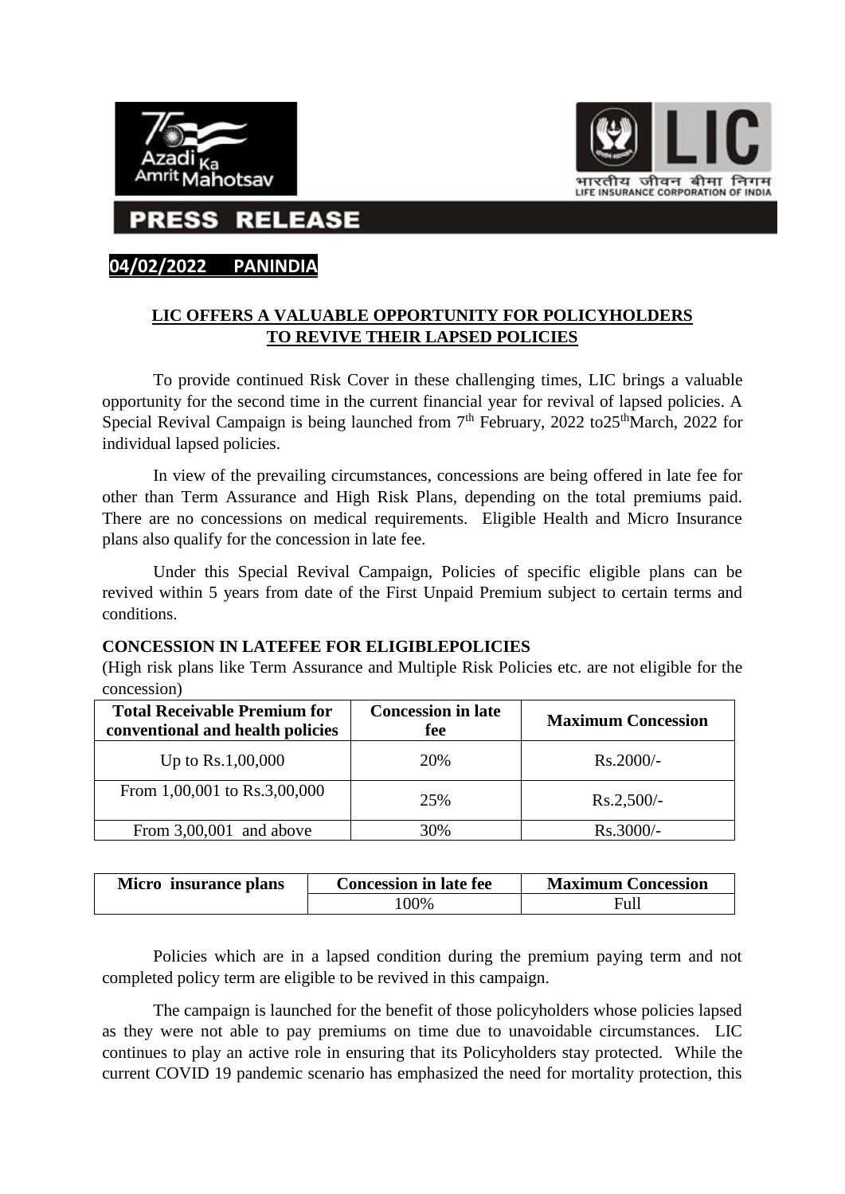# PRESS RELEASE

**04/02/2022 PANINDIA**

## LIC OFFERS A VALUABLE OPPORTUNITY FOR POLICYHOLDERS TO REVIVE THEIR LAPSED POLICIES

To provide continued Risk Cover in these challenging times, LIC brings a valuable opportunity for the second time in the current financial year for revival of lapsed policies. A Special Revival Campaign is being launched from 7th February, 2022 to25thMarch, 2022 for individual lapsed policies.

In view of the prevailing circumstances, concessions are being offered in late fee for other than Term Assurance and High Risk Plans, depending on the total premiums paid. There are no concessions on medical requirements. Eligible Health and Micro Insurance plans also qualify for the concession in late fee.

Under this Special Revival Campaign, Policies of specific eligible plans can be revived within 5 years from date of the First Unpaid Premium subject to certain terms and conditions.

**CONCESSION IN LATEFEE FOR ELIGIBLEPOLICIES**

(High risk plans like Term Assurance and Multiple Risk Policies etc. are not eligible for the concession)

| Total Receivable Premium for conventional and health policies | Concession in late fee | Maximum Concession |
|---|---|---|
| Up to Rs.1,00,000 | 20% | Rs.2000/- |
| From 1,00,001 to Rs.3,00,000 | 25% | Rs.2,500/- |
| From 3,00,001 and above | 30% | Rs.3000/- |

| Micro insurance plans | Concession in late fee | Maximum Concession |
|---|---|---|
| | 100% | Full |

Policies which are in a lapsed condition during the premium paying term and not completed policy term are eligible to be revived in this campaign.

The campaign is launched for the benefit of those policyholders whose policies lapsed as they were not able to pay premiums on time due to unavoidable circumstances. LIC continues to play an active role in ensuring that its Policyholders stay protected. While the current COVID 19 pandemic scenario has emphasized the need for mortality protection, this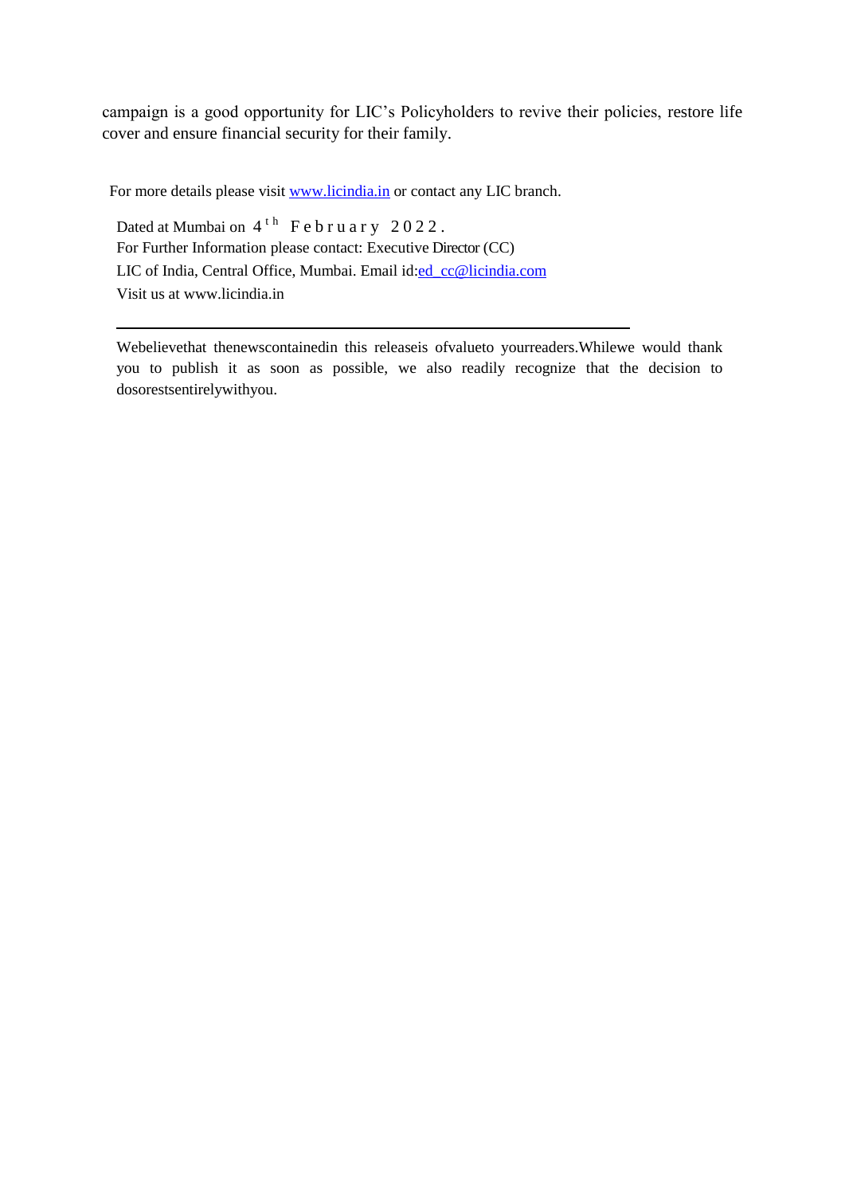campaign is a good opportunity for LIC's Policyholders to revive their policies, restore life cover and ensure financial security for their family.

For more details please visit www.licindia.in or contact any LIC branch.

Dated at Mumbai on 4th February 2022.
For Further Information please contact: Executive Director (CC)
LIC of India, Central Office, Mumbai. Email id:ed_cc@licindia.com
Visit us at www.licindia.in

---

Webelievethat thenewscontainedin this releaseis ofvalueto yourreaders.Whilewe would thank you to publish it as soon as possible, we also readily recognize that the decision to dosorestsentirelywithyou.